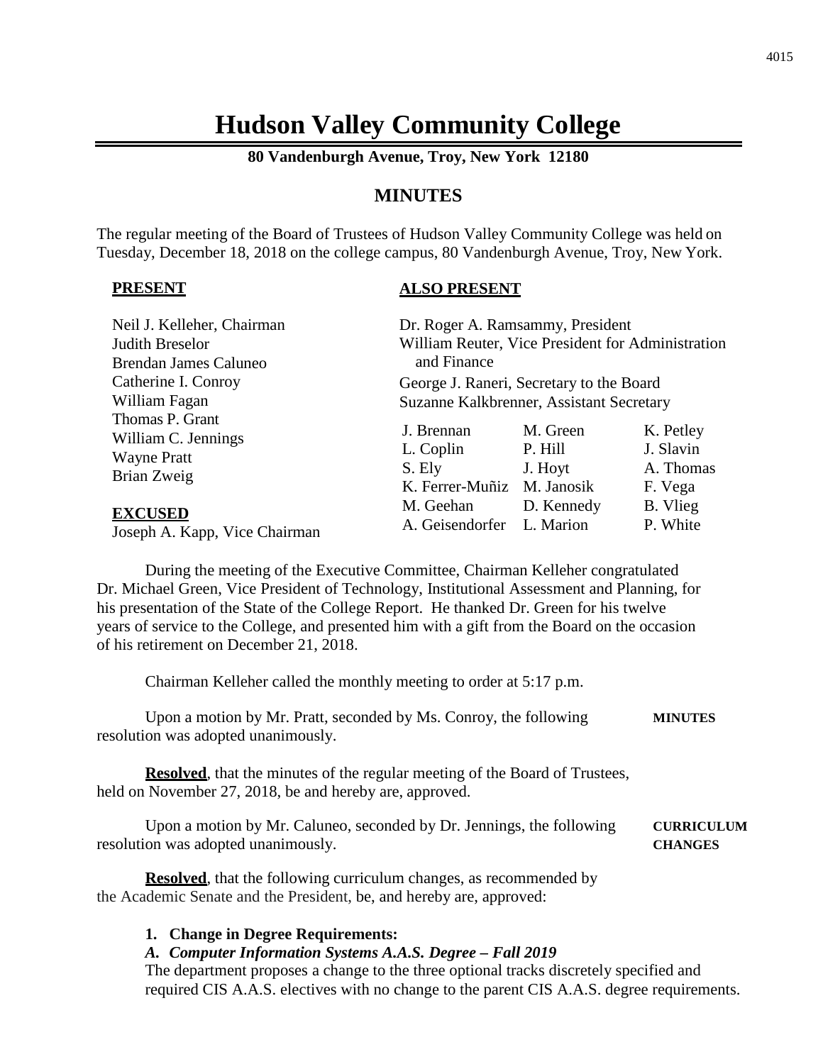# Hudson Valley Community College

**80 Vandenburgh Avenue, Troy, New York 12180**

## MINUTES

The regular meeting of the Board of Trustees of Hudson Valley Community College was held on Tuesday, December 18, 2018 on the college campus, 80 Vandenburgh Avenue, Troy, New York.

**PRESENT**

Neil J. Kelleher, Chairman
Judith Breselor
Brendan James Caluneo
Catherine I. Conroy
William Fagan
Thomas P. Grant
William C. Jennings
Wayne Pratt
Brian Zweig

**EXCUSED**

Joseph A. Kapp, Vice Chairman

**ALSO PRESENT**

Dr. Roger A. Ramsammy, President
William Reuter, Vice President for Administration and Finance
George J. Raneri, Secretary to the Board
Suzanne Kalkbrenner, Assistant Secretary

| | | |
|---|---|---|
| J. Brennan | M. Green | K. Petley |
| L. Coplin | P. Hill | J. Slavin |
| S. Ely | J. Hoyt | A. Thomas |
| K. Ferrer-Muñiz | M. Janosik | F. Vega |
| M. Geehan | D. Kennedy | B. Vlieg |
| A. Geisendorfer | L. Marion | P. White |

During the meeting of the Executive Committee, Chairman Kelleher congratulated Dr. Michael Green, Vice President of Technology, Institutional Assessment and Planning, for his presentation of the State of the College Report. He thanked Dr. Green for his twelve years of service to the College, and presented him with a gift from the Board on the occasion of his retirement on December 21, 2018.

Chairman Kelleher called the monthly meeting to order at 5:17 p.m.

**MINUTES**

Upon a motion by Mr. Pratt, seconded by Ms. Conroy, the following resolution was adopted unanimously.

**Resolved**, that the minutes of the regular meeting of the Board of Trustees, held on November 27, 2018, be and hereby are, approved.

**CURRICULUM CHANGES**

Upon a motion by Mr. Caluneo, seconded by Dr. Jennings, the following resolution was adopted unanimously.

**Resolved**, that the following curriculum changes, as recommended by the Academic Senate and the President, be, and hereby are, approved:

1. **Change in Degree Requirements:**

*A. Computer Information Systems A.A.S. Degree – Fall 2019*

The department proposes a change to the three optional tracks discretely specified and required CIS A.A.S. electives with no change to the parent CIS A.A.S. degree requirements.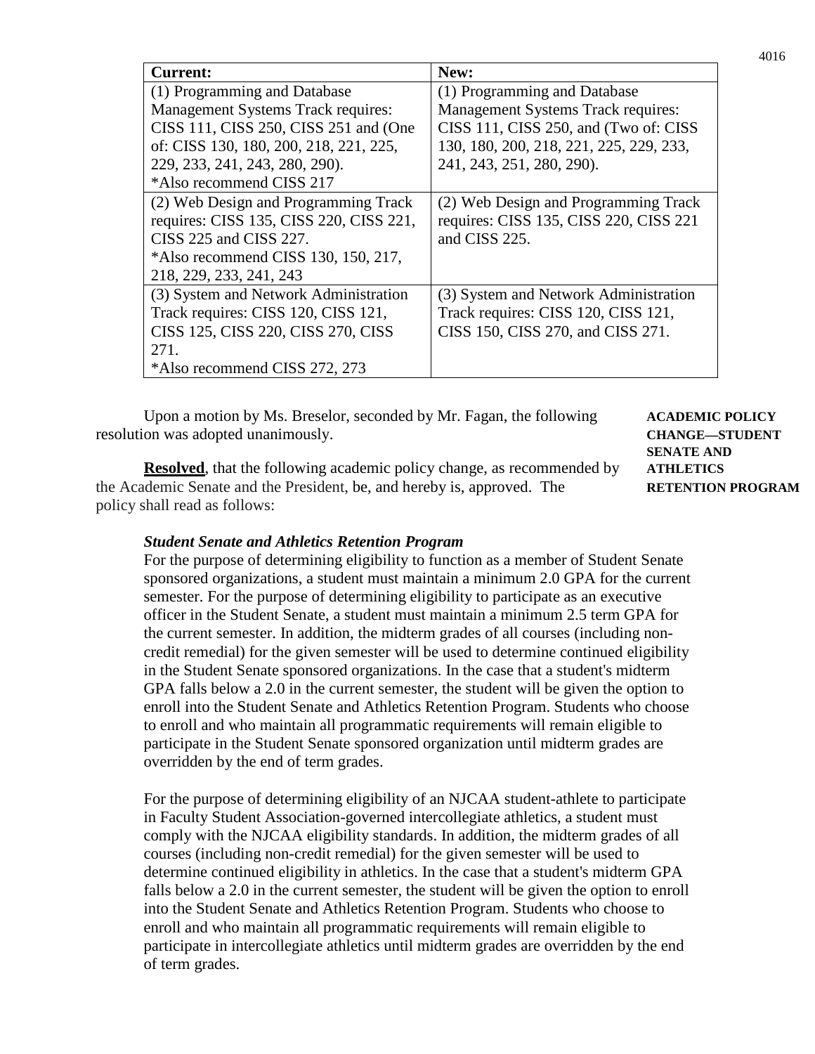| Current: | New: |
|---|---|
| (1) Programming and Database Management Systems Track requires: CISS 111, CISS 250, CISS 251 and (One of: CISS 130, 180, 200, 218, 221, 225, 229, 233, 241, 243, 280, 290). *Also recommend CISS 217 | (1) Programming and Database Management Systems Track requires: CISS 111, CISS 250, and (Two of: CISS 130, 180, 200, 218, 221, 225, 229, 233, 241, 243, 251, 280, 290). |
| (2) Web Design and Programming Track requires: CISS 135, CISS 220, CISS 221, CISS 225 and CISS 227. *Also recommend CISS 130, 150, 217, 218, 229, 233, 241, 243 | (2) Web Design and Programming Track requires: CISS 135, CISS 220, CISS 221 and CISS 225. |
| (3) System and Network Administration Track requires: CISS 120, CISS 121, CISS 125, CISS 220, CISS 270, CISS 271. *Also recommend CISS 272, 273 | (3) System and Network Administration Track requires: CISS 120, CISS 121, CISS 150, CISS 270, and CISS 271. |

**ACADEMIC POLICY CHANGE—STUDENT SENATE AND ATHLETICS RETENTION PROGRAM**

Upon a motion by Ms. Breselor, seconded by Mr. Fagan, the following resolution was adopted unanimously.

**Resolved**, that the following academic policy change, as recommended by the Academic Senate and the President, be, and hereby is, approved. The policy shall read as follows:

***Student Senate and Athletics Retention Program***

For the purpose of determining eligibility to function as a member of Student Senate sponsored organizations, a student must maintain a minimum 2.0 GPA for the current semester. For the purpose of determining eligibility to participate as an executive officer in the Student Senate, a student must maintain a minimum 2.5 term GPA for the current semester. In addition, the midterm grades of all courses (including non-credit remedial) for the given semester will be used to determine continued eligibility in the Student Senate sponsored organizations. In the case that a student's midterm GPA falls below a 2.0 in the current semester, the student will be given the option to enroll into the Student Senate and Athletics Retention Program. Students who choose to enroll and who maintain all programmatic requirements will remain eligible to participate in the Student Senate sponsored organization until midterm grades are overridden by the end of term grades.

For the purpose of determining eligibility of an NJCAA student-athlete to participate in Faculty Student Association-governed intercollegiate athletics, a student must comply with the NJCAA eligibility standards. In addition, the midterm grades of all courses (including non-credit remedial) for the given semester will be used to determine continued eligibility in athletics. In the case that a student's midterm GPA falls below a 2.0 in the current semester, the student will be given the option to enroll into the Student Senate and Athletics Retention Program. Students who choose to enroll and who maintain all programmatic requirements will remain eligible to participate in intercollegiate athletics until midterm grades are overridden by the end of term grades.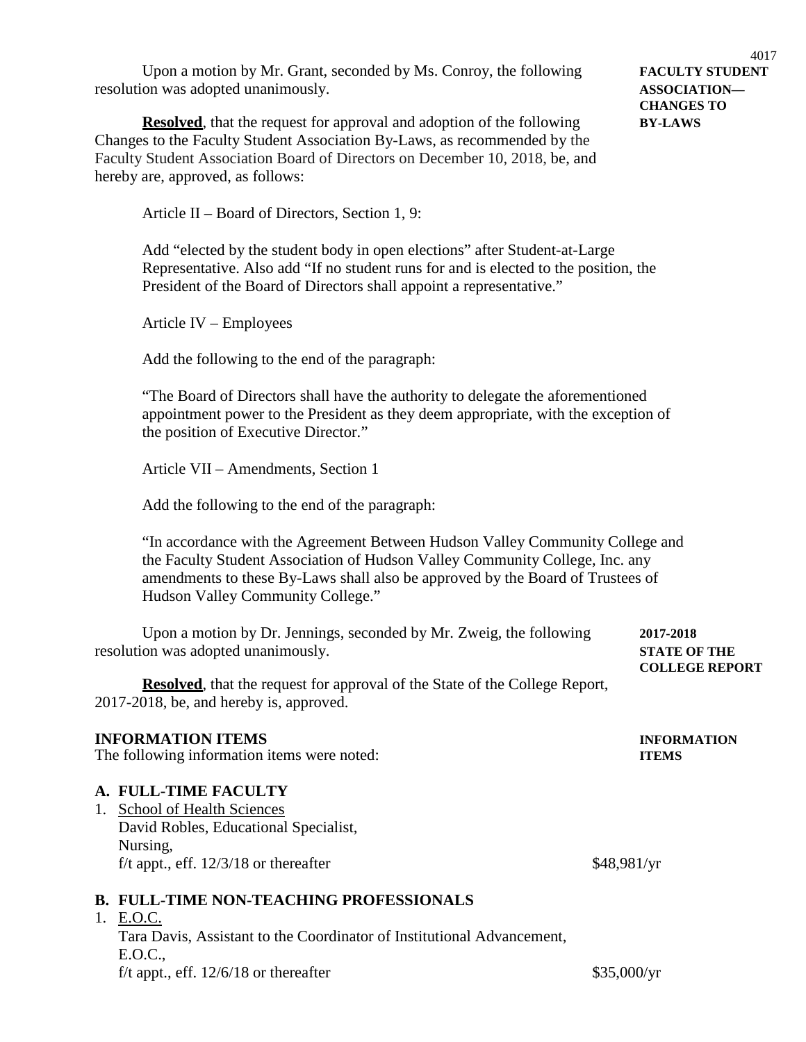Upon a motion by Mr. Grant, seconded by Ms. Conroy, the following resolution was adopted unanimously.

**FACULTY STUDENT ASSOCIATION—CHANGES TO BY-LAWS**

**Resolved**, that the request for approval and adoption of the following Changes to the Faculty Student Association By-Laws, as recommended by the Faculty Student Association Board of Directors on December 10, 2018, be, and hereby are, approved, as follows:

Article II – Board of Directors, Section 1, 9:

Add "elected by the student body in open elections" after Student-at-Large Representative. Also add "If no student runs for and is elected to the position, the President of the Board of Directors shall appoint a representative."

Article IV – Employees

Add the following to the end of the paragraph:

"The Board of Directors shall have the authority to delegate the aforementioned appointment power to the President as they deem appropriate, with the exception of the position of Executive Director."

Article VII – Amendments, Section 1

Add the following to the end of the paragraph:

"In accordance with the Agreement Between Hudson Valley Community College and the Faculty Student Association of Hudson Valley Community College, Inc. any amendments to these By-Laws shall also be approved by the Board of Trustees of Hudson Valley Community College."

Upon a motion by Dr. Jennings, seconded by Mr. Zweig, the following resolution was adopted unanimously.

**2017-2018 STATE OF THE COLLEGE REPORT**

**Resolved**, that the request for approval of the State of the College Report, 2017-2018, be, and hereby is, approved.

## INFORMATION ITEMS

**INFORMATION ITEMS**

The following information items were noted:

### A. FULL-TIME FACULTY

1. School of Health Sciences
   David Robles, Educational Specialist,
   Nursing,
   f/t appt., eff. 12/3/18 or thereafter — $48,981/yr

### B. FULL-TIME NON-TEACHING PROFESSIONALS

1. E.O.C.
   Tara Davis, Assistant to the Coordinator of Institutional Advancement,
   E.O.C.,
   f/t appt., eff. 12/6/18 or thereafter — $35,000/yr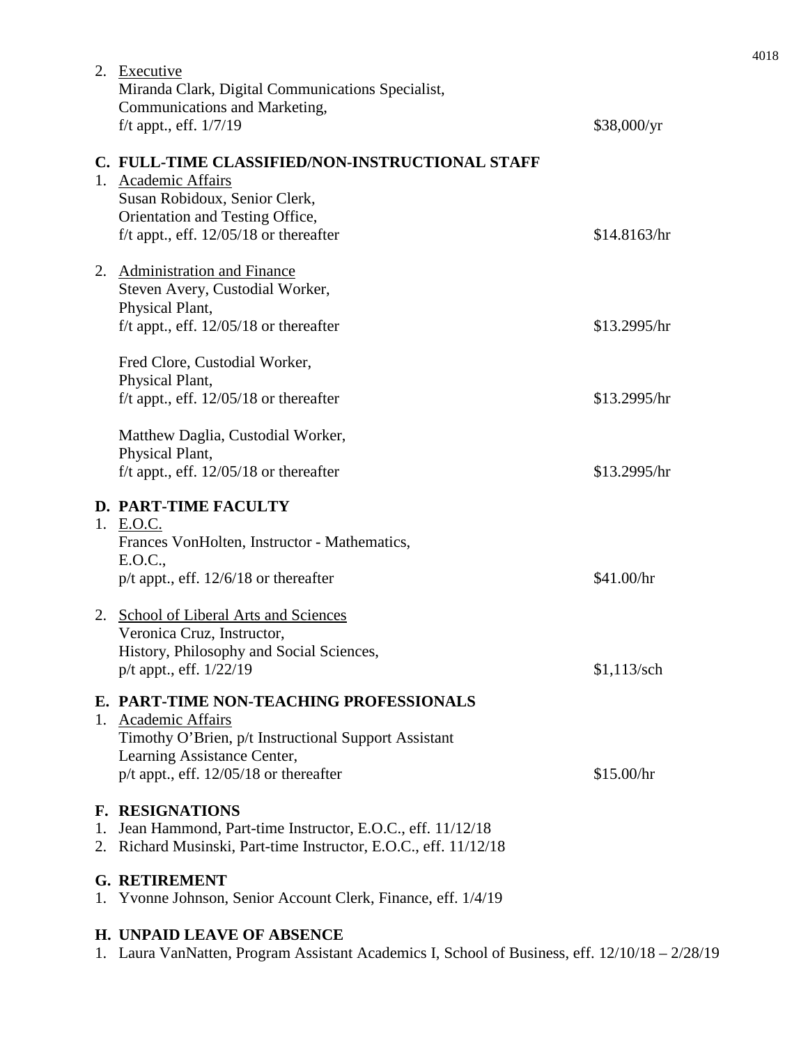2. Executive
   Miranda Clark, Digital Communications Specialist,
   Communications and Marketing,
   f/t appt., eff. 1/7/19 — $38,000/yr

## C. FULL-TIME CLASSIFIED/NON-INSTRUCTIONAL STAFF

1. Academic Affairs
   Susan Robidoux, Senior Clerk,
   Orientation and Testing Office,
   f/t appt., eff. 12/05/18 or thereafter — $14.8163/hr

2. Administration and Finance
   Steven Avery, Custodial Worker,
   Physical Plant,
   f/t appt., eff. 12/05/18 or thereafter — $13.2995/hr

   Fred Clore, Custodial Worker,
   Physical Plant,
   f/t appt., eff. 12/05/18 or thereafter — $13.2995/hr

   Matthew Daglia, Custodial Worker,
   Physical Plant,
   f/t appt., eff. 12/05/18 or thereafter — $13.2995/hr

## D. PART-TIME FACULTY

1. E.O.C.
   Frances VonHolten, Instructor - Mathematics,
   E.O.C.,
   p/t appt., eff. 12/6/18 or thereafter — $41.00/hr

2. School of Liberal Arts and Sciences
   Veronica Cruz, Instructor,
   History, Philosophy and Social Sciences,
   p/t appt., eff. 1/22/19 — $1,113/sch

## E. PART-TIME NON-TEACHING PROFESSIONALS

1. Academic Affairs
   Timothy O'Brien, p/t Instructional Support Assistant
   Learning Assistance Center,
   p/t appt., eff. 12/05/18 or thereafter — $15.00/hr

## F. RESIGNATIONS

1. Jean Hammond, Part-time Instructor, E.O.C., eff. 11/12/18
2. Richard Musinski, Part-time Instructor, E.O.C., eff. 11/12/18

## G. RETIREMENT

1. Yvonne Johnson, Senior Account Clerk, Finance, eff. 1/4/19

## H. UNPAID LEAVE OF ABSENCE

1. Laura VanNatten, Program Assistant Academics I, School of Business, eff. 12/10/18 – 2/28/19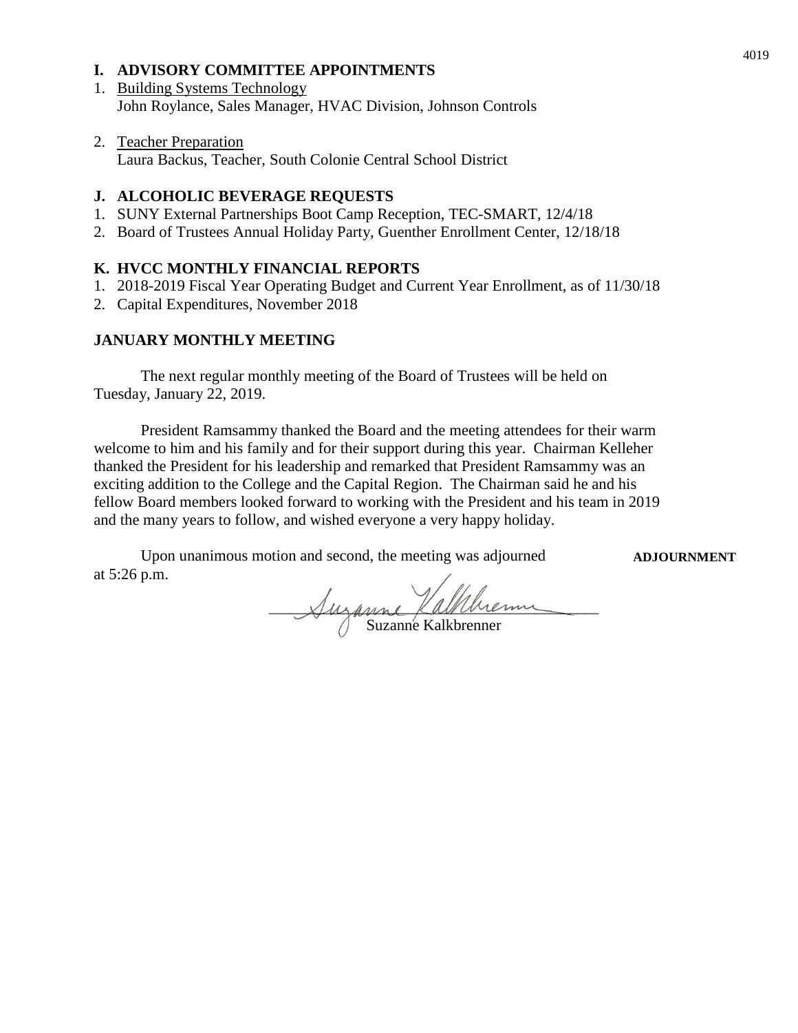## I. ADVISORY COMMITTEE APPOINTMENTS

1. Building Systems Technology
   John Roylance, Sales Manager, HVAC Division, Johnson Controls

2. Teacher Preparation
   Laura Backus, Teacher, South Colonie Central School District

## J. ALCOHOLIC BEVERAGE REQUESTS

1. SUNY External Partnerships Boot Camp Reception, TEC-SMART, 12/4/18
2. Board of Trustees Annual Holiday Party, Guenther Enrollment Center, 12/18/18

## K. HVCC MONTHLY FINANCIAL REPORTS

1. 2018-2019 Fiscal Year Operating Budget and Current Year Enrollment, as of 11/30/18
2. Capital Expenditures, November 2018

## JANUARY MONTHLY MEETING

The next regular monthly meeting of the Board of Trustees will be held on Tuesday, January 22, 2019.

President Ramsammy thanked the Board and the meeting attendees for their warm welcome to him and his family and for their support during this year. Chairman Kelleher thanked the President for his leadership and remarked that President Ramsammy was an exciting addition to the College and the Capital Region. The Chairman said he and his fellow Board members looked forward to working with the President and his team in 2019 and the many years to follow, and wished everyone a very happy holiday.

**ADJOURNMENT**

Upon unanimous motion and second, the meeting was adjourned at 5:26 p.m.

Suzanne Kalkbrenner